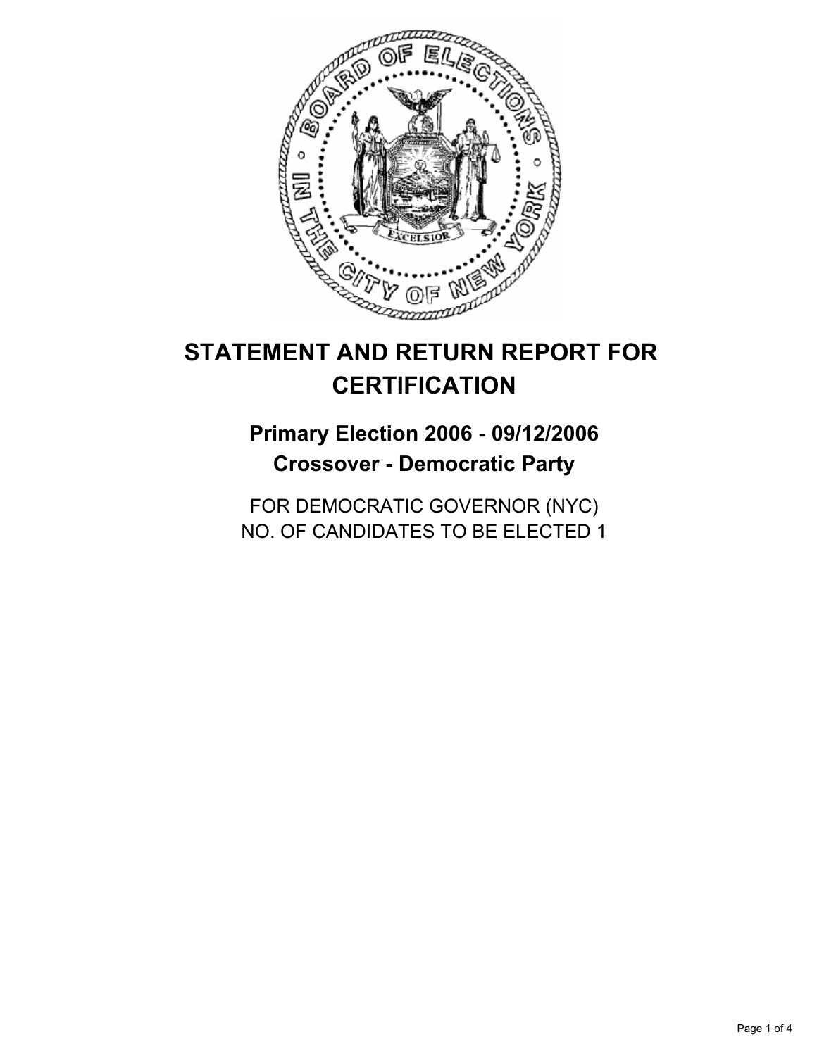# STATEMENT AND RETURN REPORT FOR CERTIFICATION

## Primary Election 2006 - 09/12/2006

## Crossover - Democratic Party

FOR DEMOCRATIC GOVERNOR (NYC)
NO. OF CANDIDATES TO BE ELECTED 1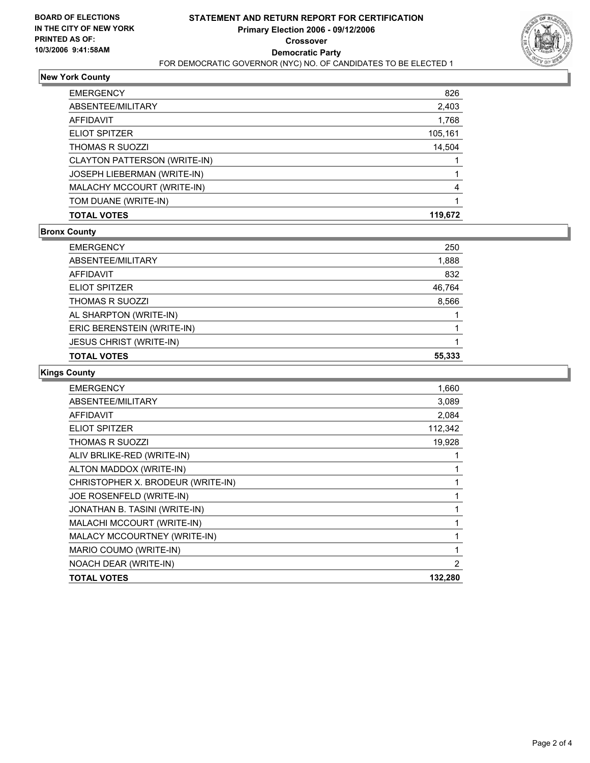**BOARD OF ELECTIONS IN THE CITY OF NEW YORK PRINTED AS OF: 10/3/2006 9:41:58AM**

# STATEMENT AND RETURN REPORT FOR CERTIFICATION
## Primary Election 2006 - 09/12/2006
## Crossover
## Democratic Party
FOR DEMOCRATIC GOVERNOR (NYC) NO. OF CANDIDATES TO BE ELECTED 1

### New York County

| | |
|---|---|
| EMERGENCY | 826 |
| ABSENTEE/MILITARY | 2,403 |
| AFFIDAVIT | 1,768 |
| ELIOT SPITZER | 105,161 |
| THOMAS R SUOZZI | 14,504 |
| CLAYTON PATTERSON (WRITE-IN) | 1 |
| JOSEPH LIEBERMAN (WRITE-IN) | 1 |
| MALACHY MCCOURT (WRITE-IN) | 4 |
| TOM DUANE (WRITE-IN) | 1 |
| **TOTAL VOTES** | **119,672** |

### Bronx County

| | |
|---|---|
| EMERGENCY | 250 |
| ABSENTEE/MILITARY | 1,888 |
| AFFIDAVIT | 832 |
| ELIOT SPITZER | 46,764 |
| THOMAS R SUOZZI | 8,566 |
| AL SHARPTON (WRITE-IN) | 1 |
| ERIC BERENSTEIN (WRITE-IN) | 1 |
| JESUS CHRIST (WRITE-IN) | 1 |
| **TOTAL VOTES** | **55,333** |

### Kings County

| | |
|---|---|
| EMERGENCY | 1,660 |
| ABSENTEE/MILITARY | 3,089 |
| AFFIDAVIT | 2,084 |
| ELIOT SPITZER | 112,342 |
| THOMAS R SUOZZI | 19,928 |
| ALIV BRLIKE-RED (WRITE-IN) | 1 |
| ALTON MADDOX (WRITE-IN) | 1 |
| CHRISTOPHER X. BRODEUR (WRITE-IN) | 1 |
| JOE ROSENFELD (WRITE-IN) | 1 |
| JONATHAN B. TASINI (WRITE-IN) | 1 |
| MALACHI MCCOURT (WRITE-IN) | 1 |
| MALACY MCCOURTNEY (WRITE-IN) | 1 |
| MARIO COUMO (WRITE-IN) | 1 |
| NOACH DEAR (WRITE-IN) | 2 |
| **TOTAL VOTES** | **132,280** |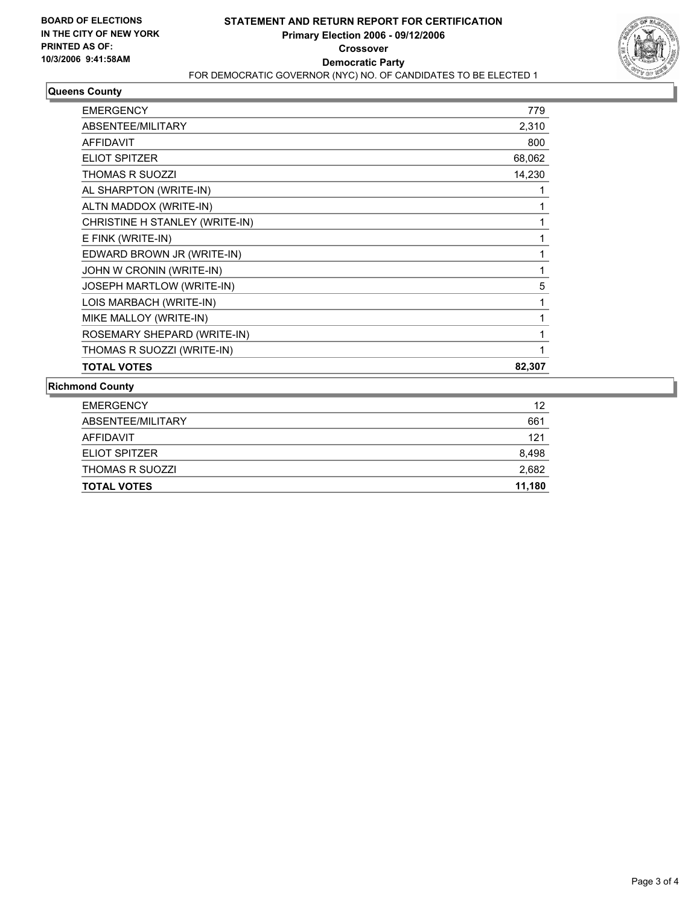**BOARD OF ELECTIONS IN THE CITY OF NEW YORK PRINTED AS OF: 10/3/2006 9:41:58AM**

# STATEMENT AND RETURN REPORT FOR CERTIFICATION
## Primary Election 2006 - 09/12/2006
## Crossover
## Democratic Party

FOR DEMOCRATIC GOVERNOR (NYC) NO. OF CANDIDATES TO BE ELECTED 1

### Queens County

| | |
|---|---|
| EMERGENCY | 779 |
| ABSENTEE/MILITARY | 2,310 |
| AFFIDAVIT | 800 |
| ELIOT SPITZER | 68,062 |
| THOMAS R SUOZZI | 14,230 |
| AL SHARPTON (WRITE-IN) | 1 |
| ALTN MADDOX (WRITE-IN) | 1 |
| CHRISTINE H STANLEY (WRITE-IN) | 1 |
| E FINK (WRITE-IN) | 1 |
| EDWARD BROWN JR (WRITE-IN) | 1 |
| JOHN W CRONIN (WRITE-IN) | 1 |
| JOSEPH MARTLOW (WRITE-IN) | 5 |
| LOIS MARBACH (WRITE-IN) | 1 |
| MIKE MALLOY (WRITE-IN) | 1 |
| ROSEMARY SHEPARD (WRITE-IN) | 1 |
| THOMAS R SUOZZI (WRITE-IN) | 1 |
| **TOTAL VOTES** | **82,307** |

### Richmond County

| | |
|---|---|
| EMERGENCY | 12 |
| ABSENTEE/MILITARY | 661 |
| AFFIDAVIT | 121 |
| ELIOT SPITZER | 8,498 |
| THOMAS R SUOZZI | 2,682 |
| **TOTAL VOTES** | **11,180** |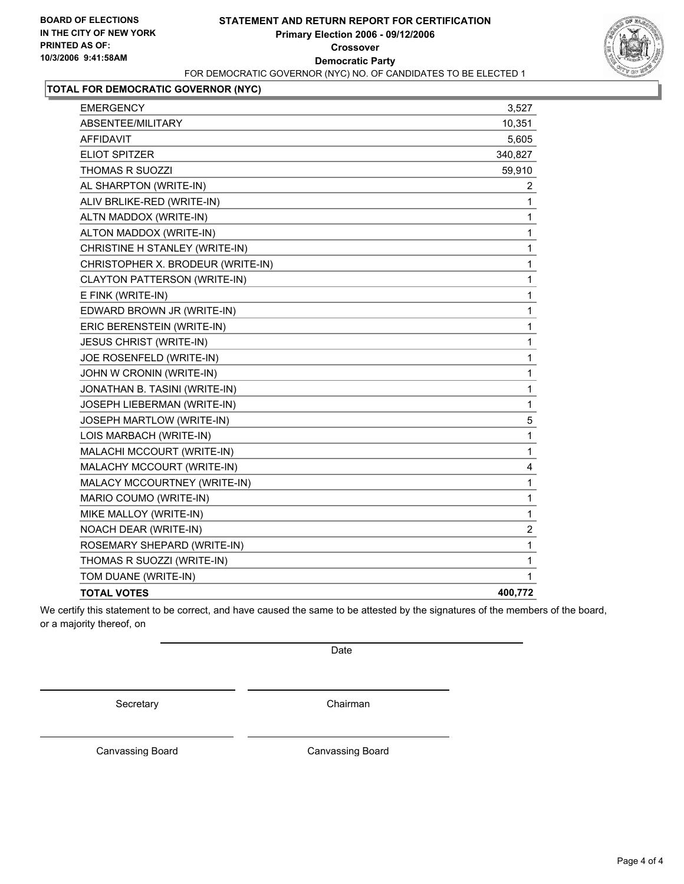**BOARD OF ELECTIONS IN THE CITY OF NEW YORK PRINTED AS OF: 10/3/2006 9:41:58AM**

# STATEMENT AND RETURN REPORT FOR CERTIFICATION
## Primary Election 2006 - 09/12/2006
## Crossover
## Democratic Party

FOR DEMOCRATIC GOVERNOR (NYC) NO. OF CANDIDATES TO BE ELECTED 1

### TOTAL FOR DEMOCRATIC GOVERNOR (NYC)

| | |
|---|---|
| EMERGENCY | 3,527 |
| ABSENTEE/MILITARY | 10,351 |
| AFFIDAVIT | 5,605 |
| ELIOT SPITZER | 340,827 |
| THOMAS R SUOZZI | 59,910 |
| AL SHARPTON (WRITE-IN) | 2 |
| ALIV BRLIKE-RED (WRITE-IN) | 1 |
| ALTN MADDOX (WRITE-IN) | 1 |
| ALTON MADDOX (WRITE-IN) | 1 |
| CHRISTINE H STANLEY (WRITE-IN) | 1 |
| CHRISTOPHER X. BRODEUR (WRITE-IN) | 1 |
| CLAYTON PATTERSON (WRITE-IN) | 1 |
| E FINK (WRITE-IN) | 1 |
| EDWARD BROWN JR (WRITE-IN) | 1 |
| ERIC BERENSTEIN (WRITE-IN) | 1 |
| JESUS CHRIST (WRITE-IN) | 1 |
| JOE ROSENFELD (WRITE-IN) | 1 |
| JOHN W CRONIN (WRITE-IN) | 1 |
| JONATHAN B. TASINI (WRITE-IN) | 1 |
| JOSEPH LIEBERMAN (WRITE-IN) | 1 |
| JOSEPH MARTLOW (WRITE-IN) | 5 |
| LOIS MARBACH (WRITE-IN) | 1 |
| MALACHI MCCOURT (WRITE-IN) | 1 |
| MALACHY MCCOURT (WRITE-IN) | 4 |
| MALACY MCCOURTNEY (WRITE-IN) | 1 |
| MARIO COUMO (WRITE-IN) | 1 |
| MIKE MALLOY (WRITE-IN) | 1 |
| NOACH DEAR (WRITE-IN) | 2 |
| ROSEMARY SHEPARD (WRITE-IN) | 1 |
| THOMAS R SUOZZI (WRITE-IN) | 1 |
| TOM DUANE (WRITE-IN) | 1 |
| **TOTAL VOTES** | **400,772** |

We certify this statement to be correct, and have caused the same to be attested by the signatures of the members of the board, or a majority thereof, on

Date

Secretary    Chairman

Canvassing Board    Canvassing Board